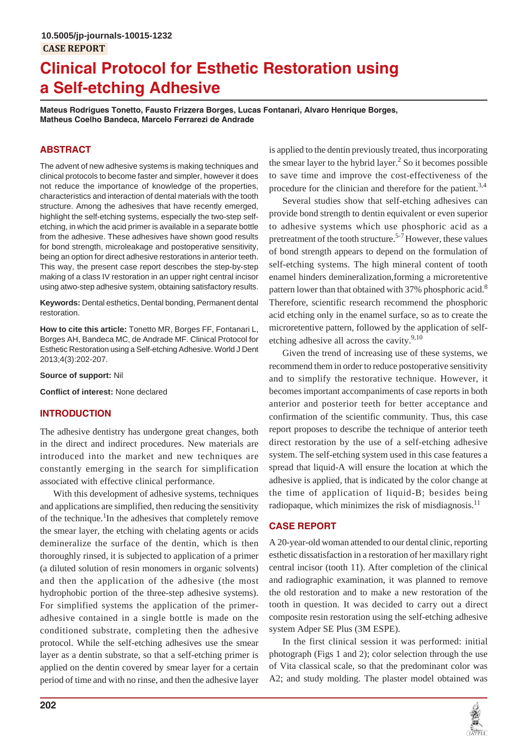10.5005/jp-journals-10015-1232

CASE REPORT

# Clinical Protocol for Esthetic Restoration using a Self-etching Adhesive

**Mateus Rodrigues Tonetto, Fausto Frizzera Borges, Lucas Fontanari, Alvaro Henrique Borges, Matheus Coelho Bandeca, Marcelo Ferrarezi de Andrade**

## ABSTRACT

The advent of new adhesive systems is making techniques and clinical protocols to become faster and simpler, however it does not reduce the importance of knowledge of the properties, characteristics and interaction of dental materials with the tooth structure. Among the adhesives that have recently emerged, highlight the self-etching systems, especially the two-step self-etching, in which the acid primer is available in a separate bottle from the adhesive. These adhesives have shown good results for bond strength, microleakage and postoperative sensitivity, being an option for direct adhesive restorations in anterior teeth. This way, the present case report describes the step-by-step making of a class IV restoration in an upper right central incisor using atwo-step adhesive system, obtaining satisfactory results.

**Keywords:** Dental esthetics, Dental bonding, Permanent dental restoration.

**How to cite this article:** Tonetto MR, Borges FF, Fontanari L, Borges AH, Bandeca MC, de Andrade MF. Clinical Protocol for Esthetic Restoration using a Self-etching Adhesive. World J Dent 2013;4(3):202-207.

**Source of support:** Nil

**Conflict of interest:** None declared

## INTRODUCTION

The adhesive dentistry has undergone great changes, both in the direct and indirect procedures. New materials are introduced into the market and new techniques are constantly emerging in the search for simplification associated with effective clinical performance.

With this development of adhesive systems, techniques and applications are simplified, then reducing the sensitivity of the technique.[1]In the adhesives that completely remove the smear layer, the etching with chelating agents or acids demineralize the surface of the dentin, which is then thoroughly rinsed, it is subjected to application of a primer (a diluted solution of resin monomers in organic solvents) and then the application of the adhesive (the most hydrophobic portion of the three-step adhesive systems). For simplified systems the application of the primer-adhesive contained in a single bottle is made on the conditioned substrate, completing then the adhesive protocol. While the self-etching adhesives use the smear layer as a dentin substrate, so that a self-etching primer is applied on the dentin covered by smear layer for a certain period of time and with no rinse, and then the adhesive layer is applied to the dentin previously treated, thus incorporating the smear layer to the hybrid layer.[2] So it becomes possible to save time and improve the cost-effectiveness of the procedure for the clinician and therefore for the patient.[3,4]

Several studies show that self-etching adhesives can provide bond strength to dentin equivalent or even superior to adhesive systems which use phosphoric acid as a pretreatment of the tooth structure.[5-7] However, these values of bond strength appears to depend on the formulation of self-etching systems. The high mineral content of tooth enamel hinders demineralization,forming a microretentive pattern lower than that obtained with 37% phosphoric acid.[8] Therefore, scientific research recommend the phosphoric acid etching only in the enamel surface, so as to create the microretentive pattern, followed by the application of self-etching adhesive all across the cavity.[9,10]

Given the trend of increasing use of these systems, we recommend them in order to reduce postoperative sensitivity and to simplify the restorative technique. However, it becomes important accompaniments of case reports in both anterior and posterior teeth for better acceptance and confirmation of the scientific community. Thus, this case report proposes to describe the technique of anterior teeth direct restoration by the use of a self-etching adhesive system. The self-etching system used in this case features a spread that liquid-A will ensure the location at which the adhesive is applied, that is indicated by the color change at the time of application of liquid-B; besides being radiopaque, which minimizes the risk of misdiagnosis.[11]

## CASE REPORT

A 20-year-old woman attended to our dental clinic, reporting esthetic dissatisfaction in a restoration of her maxillary right central incisor (tooth 11). After completion of the clinical and radiographic examination, it was planned to remove the old restoration and to make a new restoration of the tooth in question. It was decided to carry out a direct composite resin restoration using the self-etching adhesive system Adper SE Plus (3M ESPE).

In the first clinical session it was performed: initial photograph (Figs 1 and 2); color selection through the use of Vita classical scale, so that the predominant color was A2; and study molding. The plaster model obtained was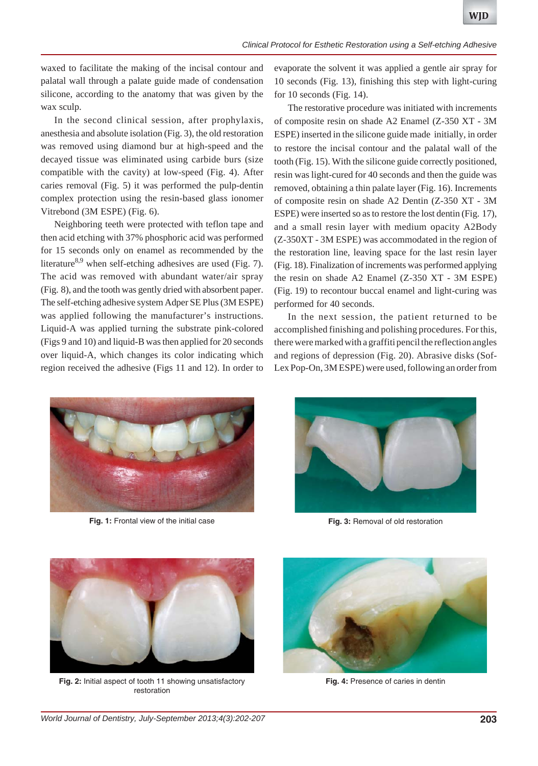waxed to facilitate the making of the incisal contour and palatal wall through a palate guide made of condensation silicone, according to the anatomy that was given by the wax sculp.

In the second clinical session, after prophylaxis, anesthesia and absolute isolation (Fig. 3), the old restoration was removed using diamond bur at high-speed and the decayed tissue was eliminated using carbide burs (size compatible with the cavity) at low-speed (Fig. 4). After caries removal (Fig. 5) it was performed the pulp-dentin complex protection using the resin-based glass ionomer Vitrebond (3M ESPE) (Fig. 6).

Neighboring teeth were protected with teflon tape and then acid etching with 37% phosphoric acid was performed for 15 seconds only on enamel as recommended by the literature[8,9] when self-etching adhesives are used (Fig. 7). The acid was removed with abundant water/air spray (Fig. 8), and the tooth was gently dried with absorbent paper. The self-etching adhesive system Adper SE Plus (3M ESPE) was applied following the manufacturer's instructions. Liquid-A was applied turning the substrate pink-colored (Figs 9 and 10) and liquid-B was then applied for 20 seconds over liquid-A, which changes its color indicating which region received the adhesive (Figs 11 and 12). In order to evaporate the solvent it was applied a gentle air spray for 10 seconds (Fig. 13), finishing this step with light-curing for 10 seconds (Fig. 14).

The restorative procedure was initiated with increments of composite resin on shade A2 Enamel (Z-350 XT - 3M ESPE) inserted in the silicone guide made initially, in order to restore the incisal contour and the palatal wall of the tooth (Fig. 15). With the silicone guide correctly positioned, resin was light-cured for 40 seconds and then the guide was removed, obtaining a thin palate layer (Fig. 16). Increments of composite resin on shade A2 Dentin (Z-350 XT - 3M ESPE) were inserted so as to restore the lost dentin (Fig. 17), and a small resin layer with medium opacity A2Body (Z-350XT - 3M ESPE) was accommodated in the region of the restoration line, leaving space for the last resin layer (Fig. 18). Finalization of increments was performed applying the resin on shade A2 Enamel (Z-350 XT - 3M ESPE) (Fig. 19) to recontour buccal enamel and light-curing was performed for 40 seconds.

In the next session, the patient returned to be accomplished finishing and polishing procedures. For this, there were marked with a graffiti pencil the reflection angles and regions of depression (Fig. 20). Abrasive disks (Sof-Lex Pop-On, 3M ESPE) were used, following an order from

**Fig. 1:** Frontal view of the initial case

**Fig. 3:** Removal of old restoration

**Fig. 2:** Initial aspect of tooth 11 showing unsatisfactory restoration

**Fig. 4:** Presence of caries in dentin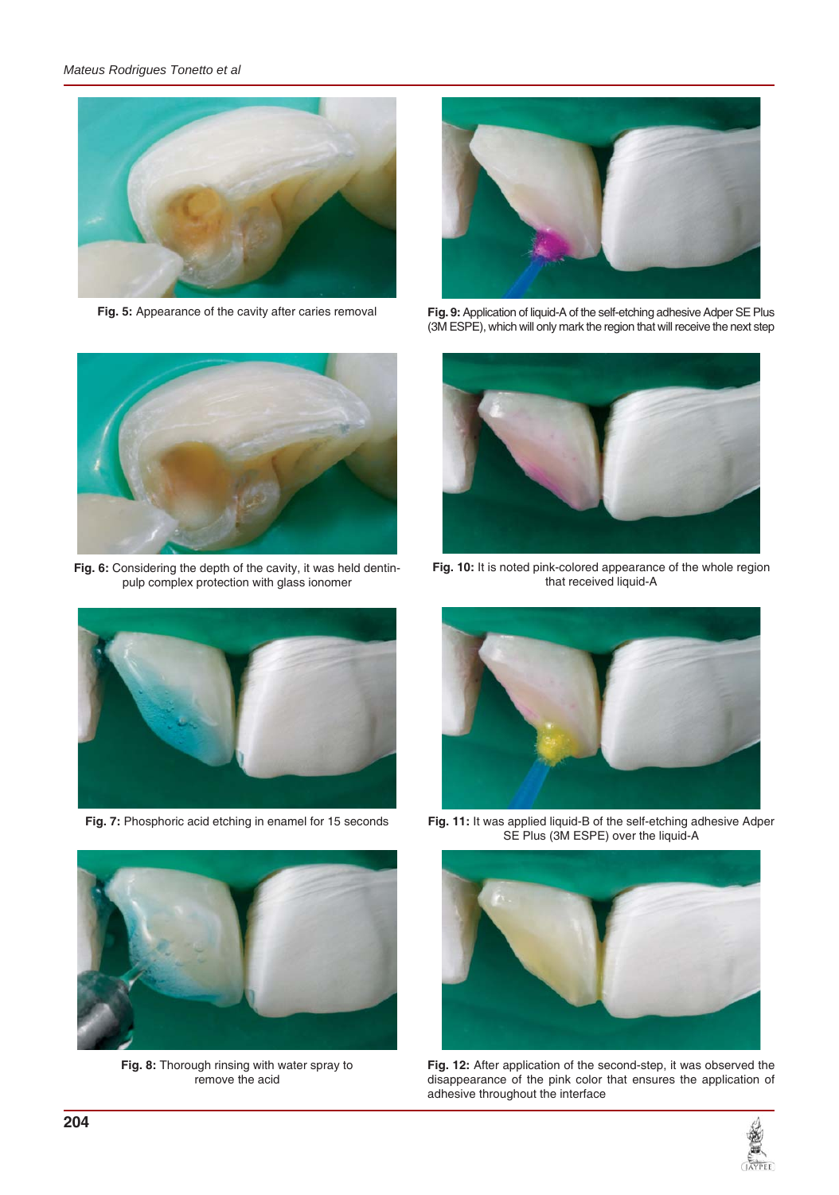**Fig. 5:** Appearance of the cavity after caries removal

**Fig. 9:** Application of liquid-A of the self-etching adhesive Adper SE Plus (3M ESPE), which will only mark the region that will receive the next step

**Fig. 6:** Considering the depth of the cavity, it was held dentin-pulp complex protection with glass ionomer

**Fig. 10:** It is noted pink-colored appearance of the whole region that received liquid-A

**Fig. 7:** Phosphoric acid etching in enamel for 15 seconds

**Fig. 11:** It was applied liquid-B of the self-etching adhesive Adper SE Plus (3M ESPE) over the liquid-A

**Fig. 8:** Thorough rinsing with water spray to remove the acid

**Fig. 12:** After application of the second-step, it was observed the disappearance of the pink color that ensures the application of adhesive throughout the interface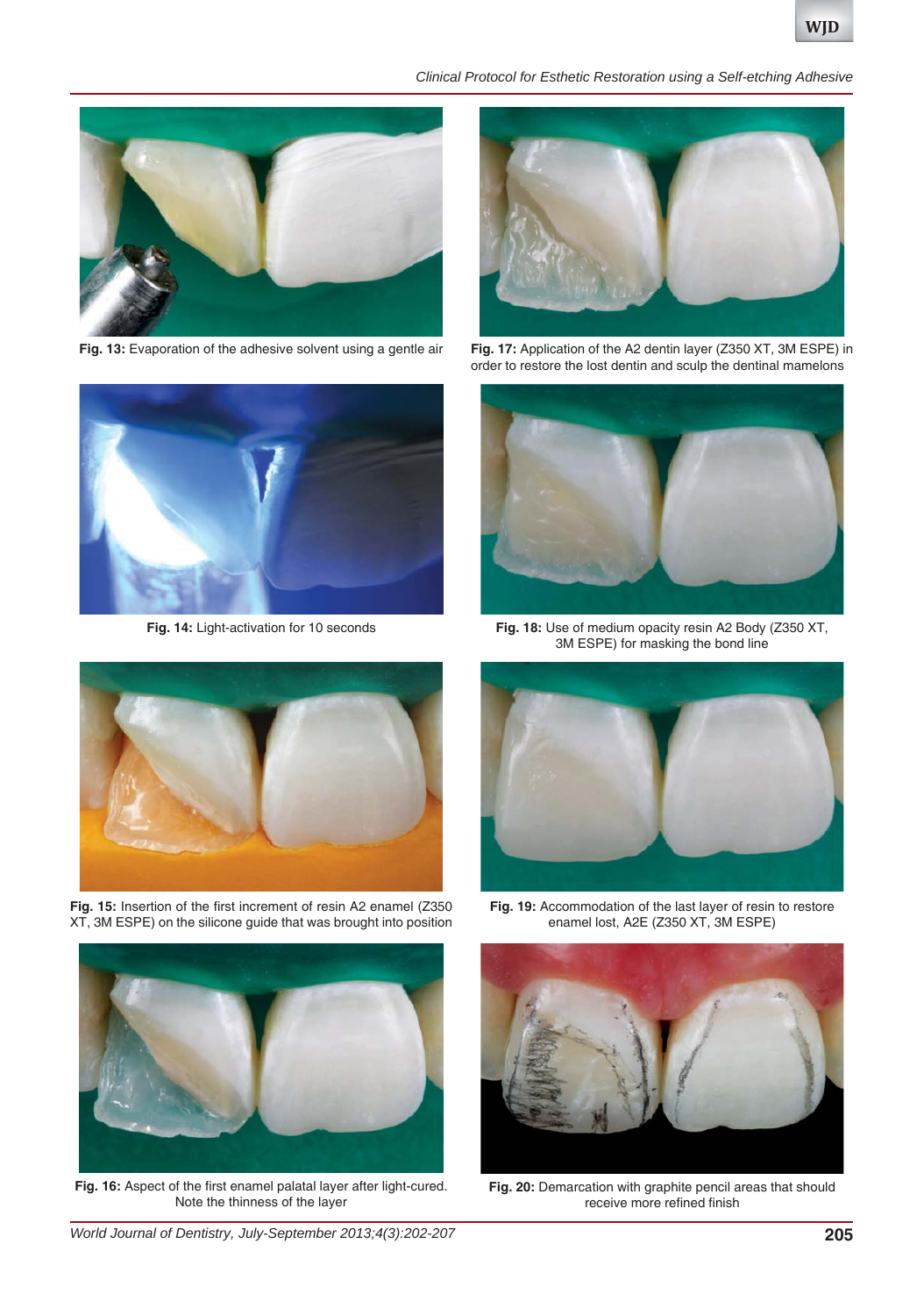**Fig. 13:** Evaporation of the adhesive solvent using a gentle air

**Fig. 14:** Light-activation for 10 seconds

**Fig. 15:** Insertion of the first increment of resin A2 enamel (Z350 XT, 3M ESPE) on the silicone guide that was brought into position

**Fig. 16:** Aspect of the first enamel palatal layer after light-cured. Note the thinness of the layer

**Fig. 17:** Application of the A2 dentin layer (Z350 XT, 3M ESPE) in order to restore the lost dentin and sculp the dentinal mamelons

**Fig. 18:** Use of medium opacity resin A2 Body (Z350 XT, 3M ESPE) for masking the bond line

**Fig. 19:** Accommodation of the last layer of resin to restore enamel lost, A2E (Z350 XT, 3M ESPE)

**Fig. 20:** Demarcation with graphite pencil areas that should receive more refined finish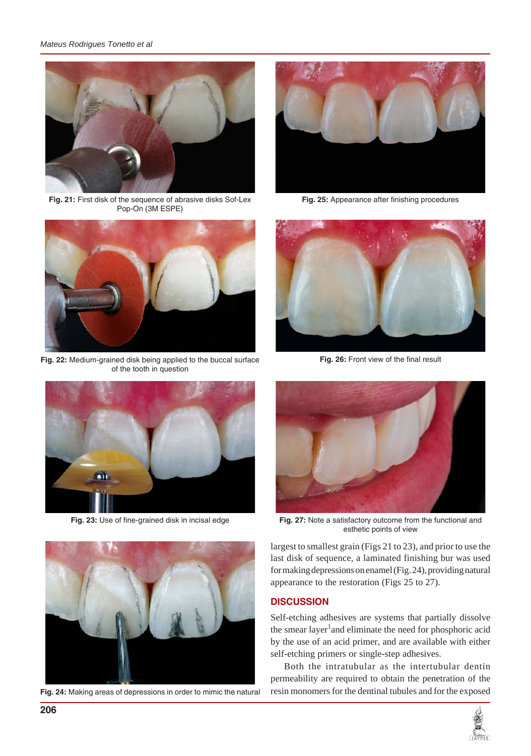Fig. 21: First disk of the sequence of abrasive disks Sof-Lex Pop-On (3M ESPE)

Fig. 22: Medium-grained disk being applied to the buccal surface of the tooth in question

Fig. 23: Use of fine-grained disk in incisal edge

Fig. 24: Making areas of depressions in order to mimic the natural

Fig. 25: Appearance after finishing procedures

Fig. 26: Front view of the final result

Fig. 27: Note a satisfactory outcome from the functional and esthetic points of view

largest to smallest grain (Figs 21 to 23), and prior to use the last disk of sequence, a laminated finishing bur was used for making depressions on enamel (Fig. 24), providing natural appearance to the restoration (Figs 25 to 27).

## DISCUSSION

Self-etching adhesives are systems that partially dissolve the smear layer[1] and eliminate the need for phosphoric acid by the use of an acid primer, and are available with either self-etching primers or single-step adhesives.

Both the intratubular as the intertubular dentin permeability are required to obtain the penetration of the resin monomers for the dentinal tubules and for the exposed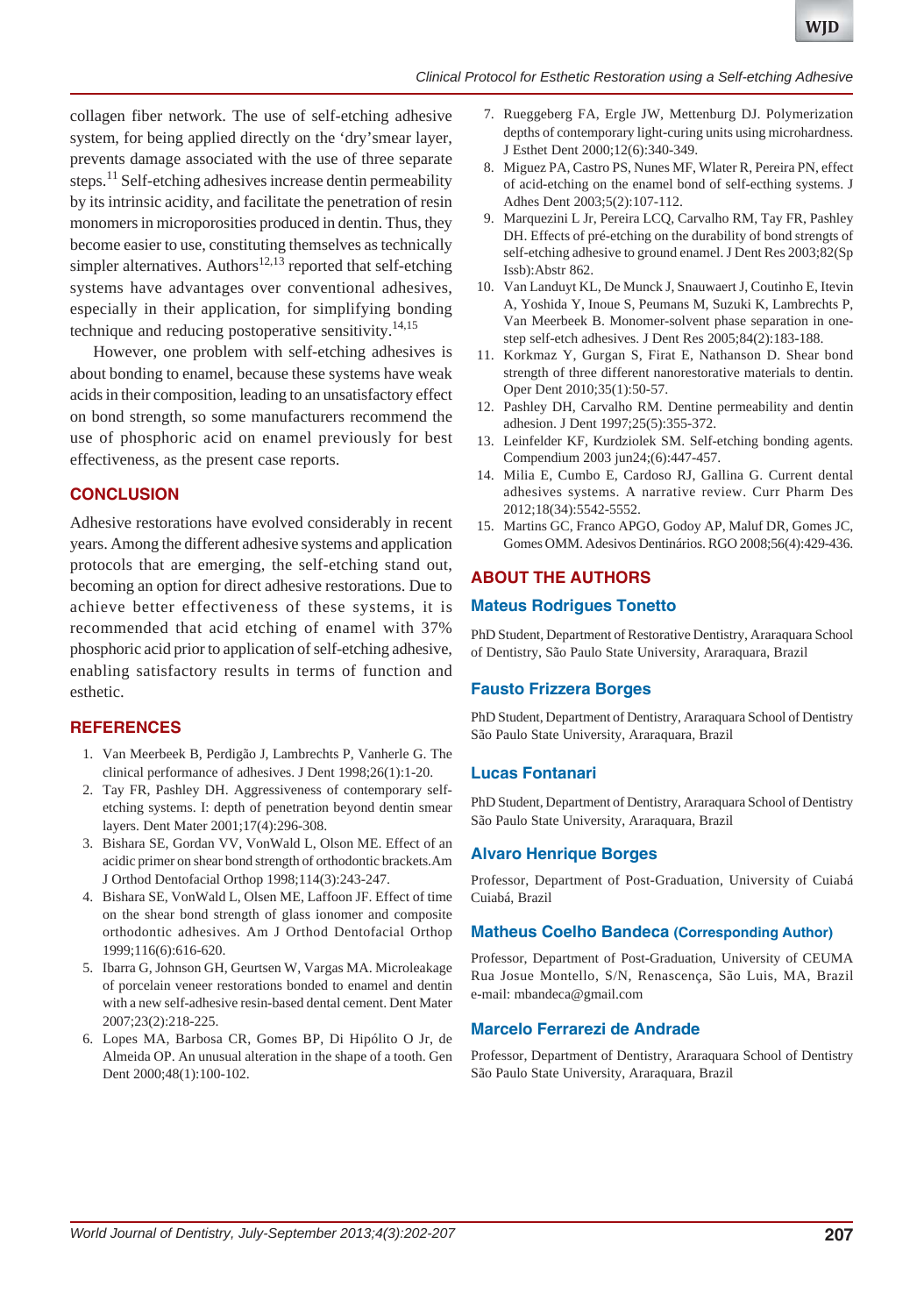collagen fiber network. The use of self-etching adhesive system, for being applied directly on the 'dry'smear layer, prevents damage associated with the use of three separate steps.[11] Self-etching adhesives increase dentin permeability by its intrinsic acidity, and facilitate the penetration of resin monomers in microporosities produced in dentin. Thus, they become easier to use, constituting themselves as technically simpler alternatives. Authors[12,13] reported that self-etching systems have advantages over conventional adhesives, especially in their application, for simplifying bonding technique and reducing postoperative sensitivity.[14,15]

However, one problem with self-etching adhesives is about bonding to enamel, because these systems have weak acids in their composition, leading to an unsatisfactory effect on bond strength, so some manufacturers recommend the use of phosphoric acid on enamel previously for best effectiveness, as the present case reports.

## CONCLUSION

Adhesive restorations have evolved considerably in recent years. Among the different adhesive systems and application protocols that are emerging, the self-etching stand out, becoming an option for direct adhesive restorations. Due to achieve better effectiveness of these systems, it is recommended that acid etching of enamel with 37% phosphoric acid prior to application of self-etching adhesive, enabling satisfactory results in terms of function and esthetic.

## REFERENCES

1. Van Meerbeek B, Perdigão J, Lambrechts P, Vanherle G. The clinical performance of adhesives. J Dent 1998;26(1):1-20.
2. Tay FR, Pashley DH. Aggressiveness of contemporary self-etching systems. I: depth of penetration beyond dentin smear layers. Dent Mater 2001;17(4):296-308.
3. Bishara SE, Gordan VV, VonWald L, Olson ME. Effect of an acidic primer on shear bond strength of orthodontic brackets. Am J Orthod Dentofacial Orthop 1998;114(3):243-247.
4. Bishara SE, VonWald L, Olsen ME, Laffoon JF. Effect of time on the shear bond strength of glass ionomer and composite orthodontic adhesives. Am J Orthod Dentofacial Orthop 1999;116(6):616-620.
5. Ibarra G, Johnson GH, Geurtsen W, Vargas MA. Microleakage of porcelain veneer restorations bonded to enamel and dentin with a new self-adhesive resin-based dental cement. Dent Mater 2007;23(2):218-225.
6. Lopes MA, Barbosa CR, Gomes BP, Di Hipólito O Jr, de Almeida OP. An unusual alteration in the shape of a tooth. Gen Dent 2000;48(1):100-102.
7. Rueggeberg FA, Ergle JW, Mettenburg DJ. Polymerization depths of contemporary light-curing units using microhardness. J Esthet Dent 2000;12(6):340-349.
8. Miguez PA, Castro PS, Nunes MF, Wlater R, Pereira PN, effect of acid-etching on the enamel bond of self-ecthing systems. J Adhes Dent 2003;5(2):107-112.
9. Marquezini L Jr, Pereira LCQ, Carvalho RM, Tay FR, Pashley DH. Effects of pré-etching on the durability of bond strengths of self-etching adhesive to ground enamel. J Dent Res 2003;82(Sp Issb):Abstr 862.
10. Van Landuyt KL, De Munck J, Snauwaert J, Coutinho E, Itevin A, Yoshida Y, Inoue S, Peumans M, Suzuki K, Lambrechts P, Van Meerbeek B. Monomer-solvent phase separation in one-step self-etch adhesives. J Dent Res 2005;84(2):183-188.
11. Korkmaz Y, Gurgan S, Firat E, Nathanson D. Shear bond strength of three different nanorestorative materials to dentin. Oper Dent 2010;35(1):50-57.
12. Pashley DH, Carvalho RM. Dentine permeability and dentin adhesion. J Dent 1997;25(5):355-372.
13. Leinfelder KF, Kurdziolek SM. Self-etching bonding agents. Compendium 2003 jun24;(6):447-457.
14. Milia E, Cumbo E, Cardoso RJ, Gallina G. Current dental adhesives systems. A narrative review. Curr Pharm Des 2012;18(34):5542-5552.
15. Martins GC, Franco APGO, Godoy AP, Maluf DR, Gomes JC, Gomes OMM. Adesivos Dentinários. RGO 2008;56(4):429-436.

## ABOUT THE AUTHORS

### Mateus Rodrigues Tonetto

PhD Student, Department of Restorative Dentistry, Araraquara School of Dentistry, São Paulo State University, Araraquara, Brazil

### Fausto Frizzera Borges

PhD Student, Department of Dentistry, Araraquara School of Dentistry São Paulo State University, Araraquara, Brazil

### Lucas Fontanari

PhD Student, Department of Dentistry, Araraquara School of Dentistry São Paulo State University, Araraquara, Brazil

### Alvaro Henrique Borges

Professor, Department of Post-Graduation, University of Cuiabá Cuiabá, Brazil

### Matheus Coelho Bandeca (Corresponding Author)

Professor, Department of Post-Graduation, University of CEUMA Rua Josue Montello, S/N, Renascença, São Luis, MA, Brazil e-mail: mbandeca@gmail.com

### Marcelo Ferrarezi de Andrade

Professor, Department of Dentistry, Araraquara School of Dentistry São Paulo State University, Araraquara, Brazil